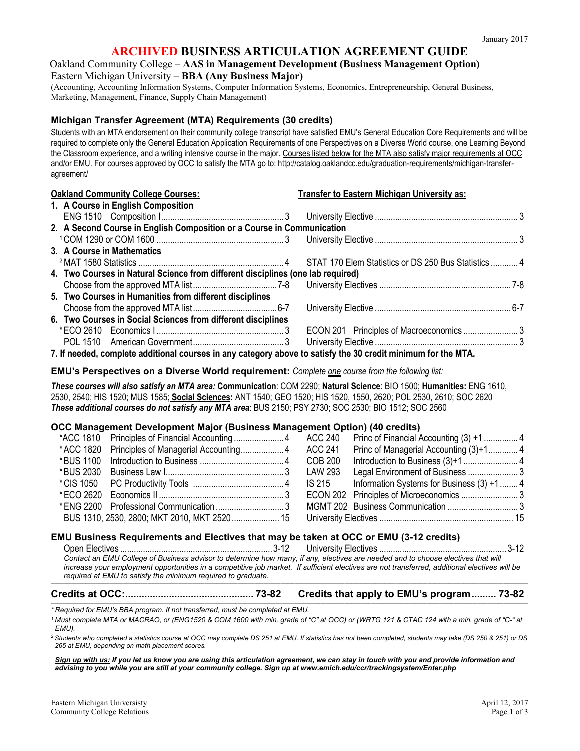January 2017

# ARCHIVED BUSINESS ARTICULATION AGREEMENT GUIDE

Oakland Community College – **AAS in Management Development (Business Management Option)**
Eastern Michigan University – **BBA (Any Business Major)**
(Accounting, Accounting Information Systems, Computer Information Systems, Economics, Entrepreneurship, General Business, Marketing, Management, Finance, Supply Chain Management)

## Michigan Transfer Agreement (MTA) Requirements (30 credits)

Students with an MTA endorsement on their community college transcript have satisfied EMU's General Education Core Requirements and will be required to complete only the General Education Application Requirements of one Perspectives on a Diverse World course, one Learning Beyond the Classroom experience, and a writing intensive course in the major. Courses listed below for the MTA also satisfy major requirements at OCC and/or EMU. For courses approved by OCC to satisfy the MTA go to: http://catalog.oaklandcc.edu/graduation-requirements/michigan-transfer-agreement/

| Oakland Community College Courses: | Credits | Transfer to Eastern Michigan University as: | Credits |
|---|---|---|---|
| **1. A Course in English Composition** | | | |
| ENG 1510 Composition I | 3 | University Elective | 3 |
| **2. A Second Course in English Composition or a Course in Communication** | | | |
| [1] COM 1290 or COM 1600 | 3 | University Elective | 3 |
| **3. A Course in Mathematics** | | | |
| [2] MAT 1580 Statistics | 4 | STAT 170 Elem Statistics or DS 250 Bus Statistics | 4 |
| **4. Two Courses in Natural Science from different disciplines (one lab required)** | | | |
| Choose from the approved MTA list | 7-8 | University Electives | 7-8 |
| **5. Two Courses in Humanities from different disciplines** | | | |
| Choose from the approved MTA list | 6-7 | University Elective | 6-7 |
| **6. Two Courses in Social Sciences from different disciplines** | | | |
| *ECO 2610 Economics I | 3 | ECON 201 Principles of Macroeconomics | 3 |
| POL 1510 American Government | 3 | University Elective | 3 |

**7. If needed, complete additional courses in any category above to satisfy the 30 credit minimum for the MTA.**

**EMU's Perspectives on a Diverse World requirement:** *Complete one course from the following list:*

***These courses will also satisfy an MTA area:*** **Communication**: COM 2290; **Natural Science**: BIO 1500; **Humanities:** ENG 1610, 2530, 2540; HIS 1520; MUS 1585; **Social Sciences:** ANT 1540; GEO 1520; HIS 1520, 1550, 2620; POL 2530, 2610; SOC 2620
***These additional courses do not satisfy any MTA area***: BUS 2150; PSY 2730; SOC 2530; BIO 1512; SOC 2560

## OCC Management Development Major (Business Management Option) (40 credits)

| OCC Course | Credits | EMU Course | Credits |
|---|---|---|---|
| *ACC 1810 Principles of Financial Accounting | 4 | ACC 240 Princ of Financial Accounting (3) +1 | 4 |
| *ACC 1820 Principles of Managerial Accounting | 4 | ACC 241 Princ of Managerial Accounting (3)+1 | 4 |
| *BUS 1100 Introduction to Business | 4 | COB 200 Introduction to Business (3)+1 | 4 |
| *BUS 2030 Business Law I | 3 | LAW 293 Legal Environment of Business | 3 |
| *CIS 1050 PC Productivity Tools | 4 | IS 215 Information Systems for Business (3) +1 | 4 |
| *ECO 2620 Economics II | 3 | ECON 202 Principles of Microeconomics | 3 |
| *ENG 2200 Professional Communication | 3 | MGMT 202 Business Communication | 3 |
| BUS 1310, 2530, 2800; MKT 2010, MKT 2520 | 15 | University Electives | 15 |

## EMU Business Requirements and Electives that may be taken at OCC or EMU (3-12 credits)

| OCC | Credits | EMU | Credits |
|---|---|---|---|
| Open Electives | 3-12 | University Electives | 3-12 |

*Contact an EMU College of Business advisor to determine how many, if any, electives are needed and to choose electives that will increase your employment opportunities in a competitive job market. If sufficient electives are not transferred, additional electives will be required at EMU to satisfy the minimum required to graduate.*

**Credits at OCC: 73-82** | **Credits that apply to EMU's program 73-82**

*\* Required for EMU's BBA program. If not transferred, must be completed at EMU.*

*[1] Must complete MTA or MACRAO, or (ENG1520 & COM 1600 with min. grade of "C" at OCC) or (WRTG 121 & CTAC 124 with a min. grade of "C-" at EMU).*

*[2] Students who completed a statistics course at OCC may complete DS 251 at EMU. If statistics has not been completed, students may take (DS 250 & 251) or DS 265 at EMU, depending on math placement scores.*

***Sign up with us:** If you let us know you are using this articulation agreement, we can stay in touch with you and provide information and advising to you while you are still at your community college. Sign up at www.emich.edu/ccr/trackingsystem/Enter.php*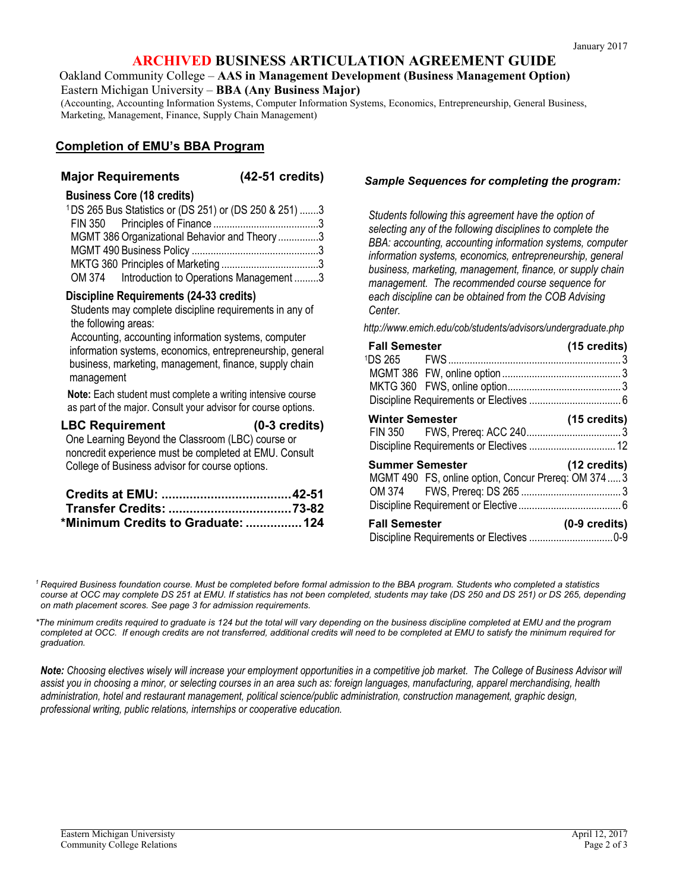January 2017

# ARCHIVED BUSINESS ARTICULATION AGREEMENT GUIDE

Oakland Community College – **AAS in Management Development (Business Management Option)**
Eastern Michigan University – **BBA (Any Business Major)**
(Accounting, Accounting Information Systems, Computer Information Systems, Economics, Entrepreneurship, General Business, Marketing, Management, Finance, Supply Chain Management)

## Completion of EMU's BBA Program

### Major Requirements (42-51 credits)

**Business Core (18 credits)**

| Course | Title | Credits |
|---|---|---|
| [1]DS 265 | Bus Statistics or (DS 251) or (DS 250 & 251) | 3 |
| FIN 350 | Principles of Finance | 3 |
| MGMT 386 | Organizational Behavior and Theory | 3 |
| MGMT 490 | Business Policy | 3 |
| MKTG 360 | Principles of Marketing | 3 |
| OM 374 | Introduction to Operations Management | 3 |

**Discipline Requirements (24-33 credits)**

Students may complete discipline requirements in any of the following areas:
Accounting, accounting information systems, computer information systems, economics, entrepreneurship, general business, marketing, management, finance, supply chain management

**Note:** Each student must complete a writing intensive course as part of the major. Consult your advisor for course options.

### LBC Requirement (0-3 credits)

One Learning Beyond the Classroom (LBC) course or noncredit experience must be completed at EMU. Consult College of Business advisor for course options.

| | |
|---|---|
| **Credits at EMU:** | **42-51** |
| **Transfer Credits:** | **73-82** |
| ***Minimum Credits to Graduate:** | **124** |

### *Sample Sequences for completing the program:*

*Students following this agreement have the option of selecting any of the following disciplines to complete the BBA: accounting, accounting information systems, computer information systems, economics, entrepreneurship, general business, marketing, management, finance, or supply chain management. The recommended course sequence for each discipline can be obtained from the COB Advising Center.*

*http://www.emich.edu/cob/students/advisors/undergraduate.php*

**Fall Semester (15 credits)**

| Course | Notes | Credits |
|---|---|---|
| [1]DS 265 | FWS | 3 |
| MGMT 386 | FW, online option | 3 |
| MKTG 360 | FWS, online option | 3 |
| Discipline Requirements or Electives | | 6 |

**Winter Semester (15 credits)**

| Course | Notes | Credits |
|---|---|---|
| FIN 350 | FWS, Prereq: ACC 240 | 3 |
| Discipline Requirements or Electives | | 12 |

**Summer Semester (12 credits)**

| Course | Notes | Credits |
|---|---|---|
| MGMT 490 | FS, online option, Concur Prereq: OM 374 | 3 |
| OM 374 | FWS, Prereq: DS 265 | 3 |
| Discipline Requirement or Elective | | 6 |

**Fall Semester (0-9 credits)**

| Course | Notes | Credits |
|---|---|---|
| Discipline Requirements or Electives | | 0-9 |

*[1] Required Business foundation course. Must be completed before formal admission to the BBA program. Students who completed a statistics course at OCC may complete DS 251 at EMU. If statistics has not been completed, students may take (DS 250 and DS 251) or DS 265, depending on math placement scores. See page 3 for admission requirements.*

**The minimum credits required to graduate is 124 but the total will vary depending on the business discipline completed at EMU and the program completed at OCC. If enough credits are not transferred, additional credits will need to be completed at EMU to satisfy the minimum required for graduation.*

***Note:** Choosing electives wisely will increase your employment opportunities in a competitive job market. The College of Business Advisor will assist you in choosing a minor, or selecting courses in an area such as: foreign languages, manufacturing, apparel merchandising, health administration, hotel and restaurant management, political science/public administration, construction management, graphic design, professional writing, public relations, internships or cooperative education.*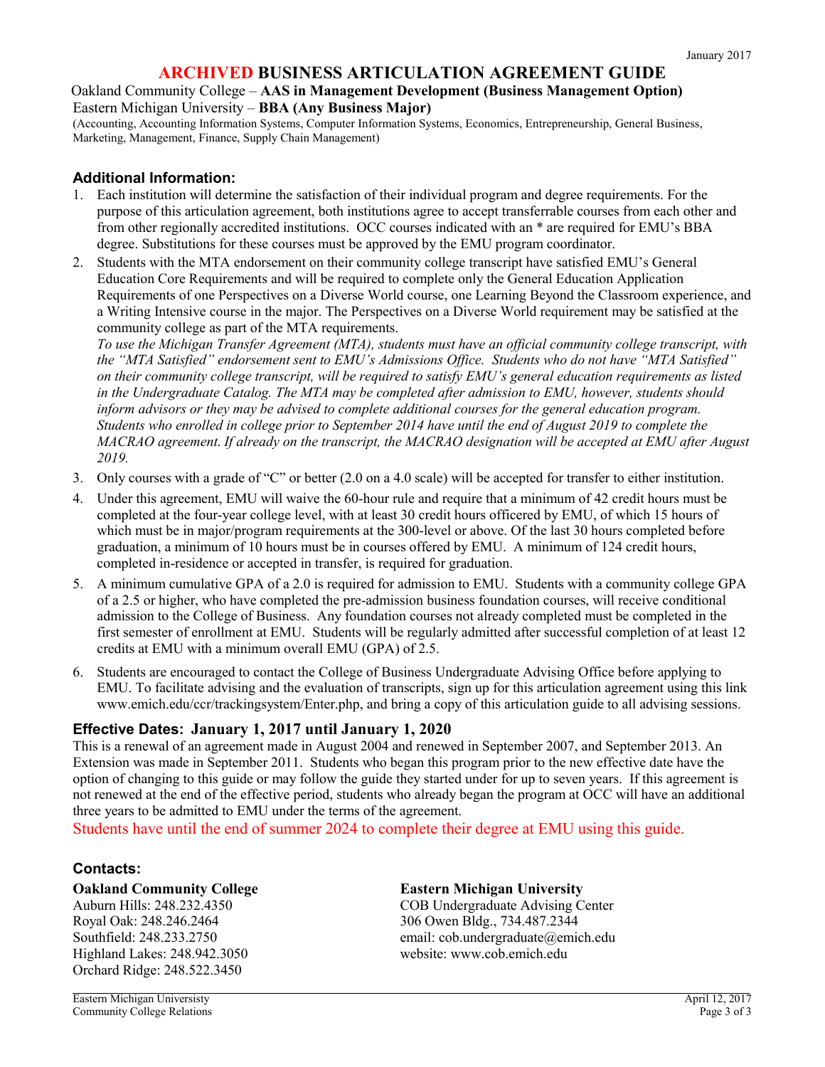January 2017

# ARCHIVED BUSINESS ARTICULATION AGREEMENT GUIDE

Oakland Community College – **AAS in Management Development (Business Management Option)**
Eastern Michigan University – **BBA (Any Business Major)**
(Accounting, Accounting Information Systems, Computer Information Systems, Economics, Entrepreneurship, General Business, Marketing, Management, Finance, Supply Chain Management)

## Additional Information:

1. Each institution will determine the satisfaction of their individual program and degree requirements. For the purpose of this articulation agreement, both institutions agree to accept transferrable courses from each other and from other regionally accredited institutions. OCC courses indicated with an * are required for EMU's BBA degree. Substitutions for these courses must be approved by the EMU program coordinator.
2. Students with the MTA endorsement on their community college transcript have satisfied EMU's General Education Core Requirements and will be required to complete only the General Education Application Requirements of one Perspectives on a Diverse World course, one Learning Beyond the Classroom experience, and a Writing Intensive course in the major. The Perspectives on a Diverse World requirement may be satisfied at the community college as part of the MTA requirements.
   *To use the Michigan Transfer Agreement (MTA), students must have an official community college transcript, with the "MTA Satisfied" endorsement sent to EMU's Admissions Office. Students who do not have "MTA Satisfied" on their community college transcript, will be required to satisfy EMU's general education requirements as listed in the Undergraduate Catalog. The MTA may be completed after admission to EMU, however, students should inform advisors or they may be advised to complete additional courses for the general education program. Students who enrolled in college prior to September 2014 have until the end of August 2019 to complete the MACRAO agreement. If already on the transcript, the MACRAO designation will be accepted at EMU after August 2019.*
3. Only courses with a grade of "C" or better (2.0 on a 4.0 scale) will be accepted for transfer to either institution.
4. Under this agreement, EMU will waive the 60-hour rule and require that a minimum of 42 credit hours must be completed at the four-year college level, with at least 30 credit hours officered by EMU, of which 15 hours of which must be in major/program requirements at the 300-level or above. Of the last 30 hours completed before graduation, a minimum of 10 hours must be in courses offered by EMU. A minimum of 124 credit hours, completed in-residence or accepted in transfer, is required for graduation.
5. A minimum cumulative GPA of a 2.0 is required for admission to EMU. Students with a community college GPA of a 2.5 or higher, who have completed the pre-admission business foundation courses, will receive conditional admission to the College of Business. Any foundation courses not already completed must be completed in the first semester of enrollment at EMU. Students will be regularly admitted after successful completion of at least 12 credits at EMU with a minimum overall EMU (GPA) of 2.5.
6. Students are encouraged to contact the College of Business Undergraduate Advising Office before applying to EMU. To facilitate advising and the evaluation of transcripts, sign up for this articulation agreement using this link www.emich.edu/ccr/trackingsystem/Enter.php, and bring a copy of this articulation guide to all advising sessions.

## Effective Dates: January 1, 2017 until January 1, 2020

This is a renewal of an agreement made in August 2004 and renewed in September 2007, and September 2013. An Extension was made in September 2011. Students who began this program prior to the new effective date have the option of changing to this guide or may follow the guide they started under for up to seven years. If this agreement is not renewed at the end of the effective period, students who already began the program at OCC will have an additional three years to be admitted to EMU under the terms of the agreement.

Students have until the end of summer 2024 to complete their degree at EMU using this guide.

## Contacts:

**Oakland Community College**
Auburn Hills: 248.232.4350
Royal Oak: 248.246.2464
Southfield: 248.233.2750
Highland Lakes: 248.942.3050
Orchard Ridge: 248.522.3450

**Eastern Michigan University**
COB Undergraduate Advising Center
306 Owen Bldg., 734.487.2344
email: cob.undergraduate@emich.edu
website: www.cob.emich.edu

Eastern Michigan University
Community College Relations

April 12, 2017